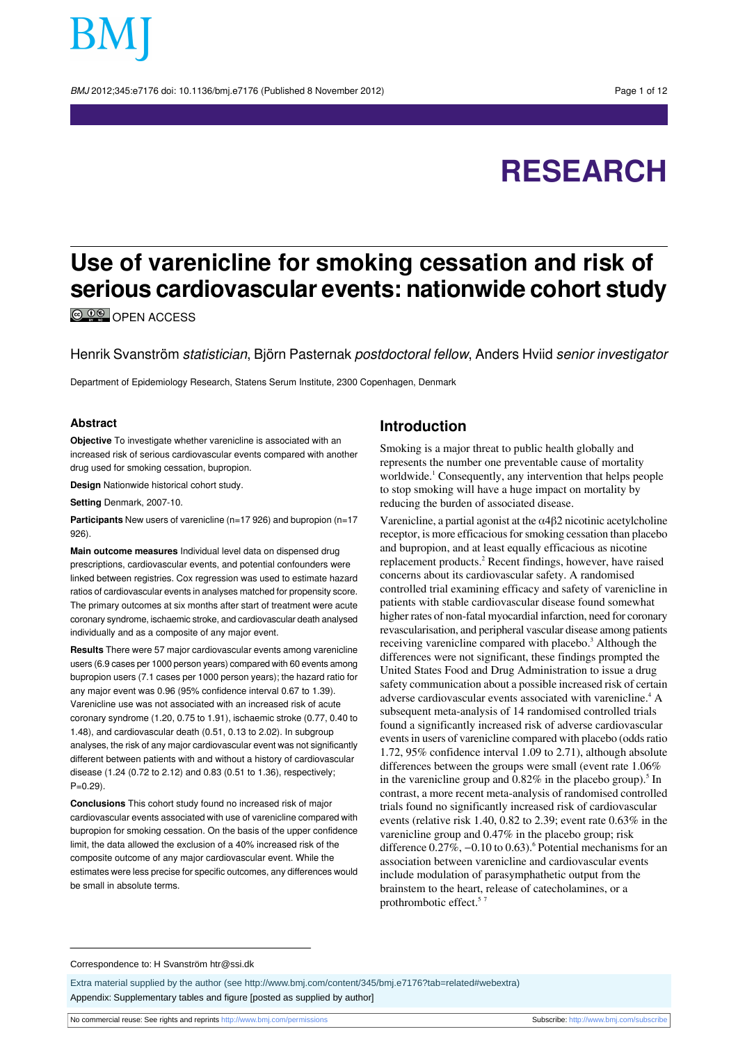# RESEARCH

# Use of varenicline for smoking cessation and risk of serious cardiovascular events: nationwide cohort study

OPEN ACCESS

Henrik Svanström *statistician*, Björn Pasternak *postdoctoral fellow*, Anders Hviid *senior investigator*

Department of Epidemiology Research, Statens Serum Institute, 2300 Copenhagen, Denmark

## Abstract

**Objective** To investigate whether varenicline is associated with an increased risk of serious cardiovascular events compared with another drug used for smoking cessation, bupropion.

**Design** Nationwide historical cohort study.

**Setting** Denmark, 2007-10.

**Participants** New users of varenicline (n=17 926) and bupropion (n=17 926).

**Main outcome measures** Individual level data on dispensed drug prescriptions, cardiovascular events, and potential confounders were linked between registries. Cox regression was used to estimate hazard ratios of cardiovascular events in analyses matched for propensity score. The primary outcomes at six months after start of treatment were acute coronary syndrome, ischaemic stroke, and cardiovascular death analysed individually and as a composite of any major event.

**Results** There were 57 major cardiovascular events among varenicline users (6.9 cases per 1000 person years) compared with 60 events among bupropion users (7.1 cases per 1000 person years); the hazard ratio for any major event was 0.96 (95% confidence interval 0.67 to 1.39). Varenicline use was not associated with an increased risk of acute coronary syndrome (1.20, 0.75 to 1.91), ischaemic stroke (0.77, 0.40 to 1.48), and cardiovascular death (0.51, 0.13 to 2.02). In subgroup analyses, the risk of any major cardiovascular event was not significantly different between patients with and without a history of cardiovascular disease (1.24 (0.72 to 2.12) and 0.83 (0.51 to 1.36), respectively; P=0.29).

**Conclusions** This cohort study found no increased risk of major cardiovascular events associated with use of varenicline compared with bupropion for smoking cessation. On the basis of the upper confidence limit, the data allowed the exclusion of a 40% increased risk of the composite outcome of any major cardiovascular event. While the estimates were less precise for specific outcomes, any differences would be small in absolute terms.

## Introduction

Smoking is a major threat to public health globally and represents the number one preventable cause of mortality worldwide.[1] Consequently, any intervention that helps people to stop smoking will have a huge impact on mortality by reducing the burden of associated disease.

Varenicline, a partial agonist at the $\alpha4\beta2$ nicotinic acetylcholine receptor, is more efficacious for smoking cessation than placebo and bupropion, and at least equally efficacious as nicotine replacement products.[2] Recent findings, however, have raised concerns about its cardiovascular safety. A randomised controlled trial examining efficacy and safety of varenicline in patients with stable cardiovascular disease found somewhat higher rates of non-fatal myocardial infarction, need for coronary revascularisation, and peripheral vascular disease among patients receiving varenicline compared with placebo.[3] Although the differences were not significant, these findings prompted the United States Food and Drug Administration to issue a drug safety communication about a possible increased risk of certain adverse cardiovascular events associated with varenicline.[4] A subsequent meta-analysis of 14 randomised controlled trials found a significantly increased risk of adverse cardiovascular events in users of varenicline compared with placebo (odds ratio 1.72, 95% confidence interval 1.09 to 2.71), although absolute differences between the groups were small (event rate 1.06% in the varenicline group and 0.82% in the placebo group).[5] In contrast, a more recent meta-analysis of randomised controlled trials found no significantly increased risk of cardiovascular events (relative risk 1.40, 0.82 to 2.39; event rate 0.63% in the varenicline group and 0.47% in the placebo group; risk difference 0.27%, −0.10 to 0.63).[6] Potential mechanisms for an association between varenicline and cardiovascular events include modulation of parasymphathetic output from the brainstem to the heart, release of catecholamines, or a prothrombotic effect.[5,7]

Correspondence to: H Svanström htr@ssi.dk

Extra material supplied by the author (see http://www.bmj.com/content/345/bmj.e7176?tab=related#webextra)

Appendix: Supplementary tables and figure [posted as supplied by author]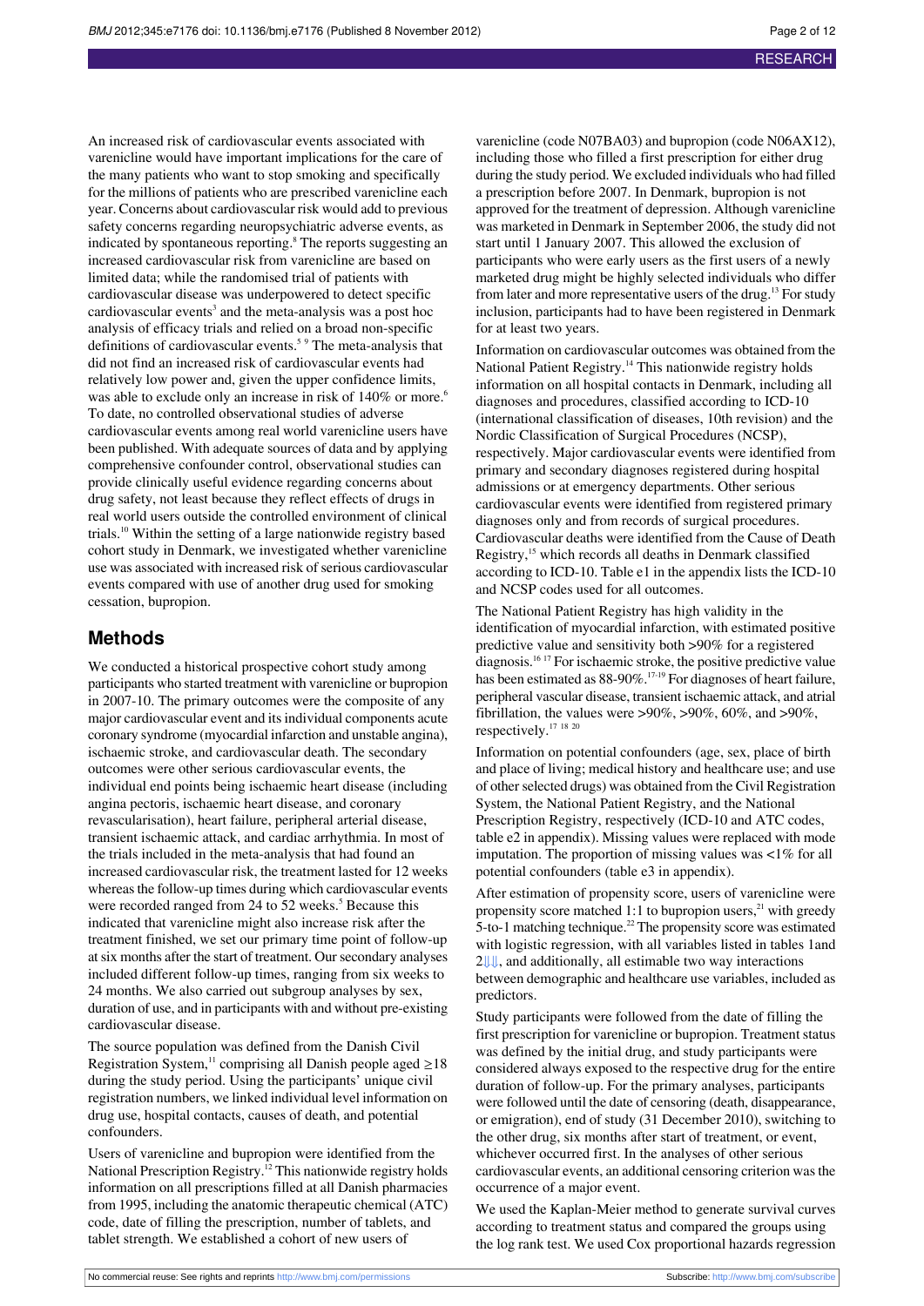An increased risk of cardiovascular events associated with varenicline would have important implications for the care of the many patients who want to stop smoking and specifically for the millions of patients who are prescribed varenicline each year. Concerns about cardiovascular risk would add to previous safety concerns regarding neuropsychiatric adverse events, as indicated by spontaneous reporting.[8] The reports suggesting an increased cardiovascular risk from varenicline are based on limited data; while the randomised trial of patients with cardiovascular disease was underpowered to detect specific cardiovascular events[3] and the meta-analysis was a post hoc analysis of efficacy trials and relied on a broad non-specific definitions of cardiovascular events.[5 9] The meta-analysis that did not find an increased risk of cardiovascular events had relatively low power and, given the upper confidence limits, was able to exclude only an increase in risk of 140% or more.[6] To date, no controlled observational studies of adverse cardiovascular events among real world varenicline users have been published. With adequate sources of data and by applying comprehensive confounder control, observational studies can provide clinically useful evidence regarding concerns about drug safety, not least because they reflect effects of drugs in real world users outside the controlled environment of clinical trials.[10] Within the setting of a large nationwide registry based cohort study in Denmark, we investigated whether varenicline use was associated with increased risk of serious cardiovascular events compared with use of another drug used for smoking cessation, bupropion.

## Methods

We conducted a historical prospective cohort study among participants who started treatment with varenicline or bupropion in 2007-10. The primary outcomes were the composite of any major cardiovascular event and its individual components acute coronary syndrome (myocardial infarction and unstable angina), ischaemic stroke, and cardiovascular death. The secondary outcomes were other serious cardiovascular events, the individual end points being ischaemic heart disease (including angina pectoris, ischaemic heart disease, and coronary revascularisation), heart failure, peripheral arterial disease, transient ischaemic attack, and cardiac arrhythmia. In most of the trials included in the meta-analysis that had found an increased cardiovascular risk, the treatment lasted for 12 weeks whereas the follow-up times during which cardiovascular events were recorded ranged from 24 to 52 weeks.[5] Because this indicated that varenicline might also increase risk after the treatment finished, we set our primary time point of follow-up at six months after the start of treatment. Our secondary analyses included different follow-up times, ranging from six weeks to 24 months. We also carried out subgroup analyses by sex, duration of use, and in participants with and without pre-existing cardiovascular disease.

The source population was defined from the Danish Civil Registration System,[11] comprising all Danish people aged ≥18 during the study period. Using the participants' unique civil registration numbers, we linked individual level information on drug use, hospital contacts, causes of death, and potential confounders.

Users of varenicline and bupropion were identified from the National Prescription Registry.[12] This nationwide registry holds information on all prescriptions filled at all Danish pharmacies from 1995, including the anatomic therapeutic chemical (ATC) code, date of filling the prescription, number of tablets, and tablet strength. We established a cohort of new users of varenicline (code N07BA03) and bupropion (code N06AX12), including those who filled a first prescription for either drug during the study period. We excluded individuals who had filled a prescription before 2007. In Denmark, bupropion is not approved for the treatment of depression. Although varenicline was marketed in Denmark in September 2006, the study did not start until 1 January 2007. This allowed the exclusion of participants who were early users as the first users of a newly marketed drug might be highly selected individuals who differ from later and more representative users of the drug.[13] For study inclusion, participants had to have been registered in Denmark for at least two years.

Information on cardiovascular outcomes was obtained from the National Patient Registry.[14] This nationwide registry holds information on all hospital contacts in Denmark, including all diagnoses and procedures, classified according to ICD-10 (international classification of diseases, 10th revision) and the Nordic Classification of Surgical Procedures (NCSP), respectively. Major cardiovascular events were identified from primary and secondary diagnoses registered during hospital admissions or at emergency departments. Other serious cardiovascular events were identified from registered primary diagnoses only and from records of surgical procedures. Cardiovascular deaths were identified from the Cause of Death Registry,[15] which records all deaths in Denmark classified according to ICD-10. Table e1 in the appendix lists the ICD-10 and NCSP codes used for all outcomes.

The National Patient Registry has high validity in the identification of myocardial infarction, with estimated positive predictive value and sensitivity both >90% for a registered diagnosis.[16 17] For ischaemic stroke, the positive predictive value has been estimated as 88-90%.[17-19] For diagnoses of heart failure, peripheral vascular disease, transient ischaemic attack, and atrial fibrillation, the values were >90%, >90%, 60%, and >90%, respectively.[17 18 20]

Information on potential confounders (age, sex, place of birth and place of living; medical history and healthcare use; and use of other selected drugs) was obtained from the Civil Registration System, the National Patient Registry, and the National Prescription Registry, respectively (ICD-10 and ATC codes, table e2 in appendix). Missing values were replaced with mode imputation. The proportion of missing values was <1% for all potential confounders (table e3 in appendix).

After estimation of propensity score, users of varenicline were propensity score matched 1:1 to bupropion users,[21] with greedy 5-to-1 matching technique.[22] The propensity score was estimated with logistic regression, with all variables listed in tables 1and 2⇓⇓, and additionally, all estimable two way interactions between demographic and healthcare use variables, included as predictors.

Study participants were followed from the date of filling the first prescription for varenicline or bupropion. Treatment status was defined by the initial drug, and study participants were considered always exposed to the respective drug for the entire duration of follow-up. For the primary analyses, participants were followed until the date of censoring (death, disappearance, or emigration), end of study (31 December 2010), switching to the other drug, six months after start of treatment, or event, whichever occurred first. In the analyses of other serious cardiovascular events, an additional censoring criterion was the occurrence of a major event.

We used the Kaplan-Meier method to generate survival curves according to treatment status and compared the groups using the log rank test. We used Cox proportional hazards regression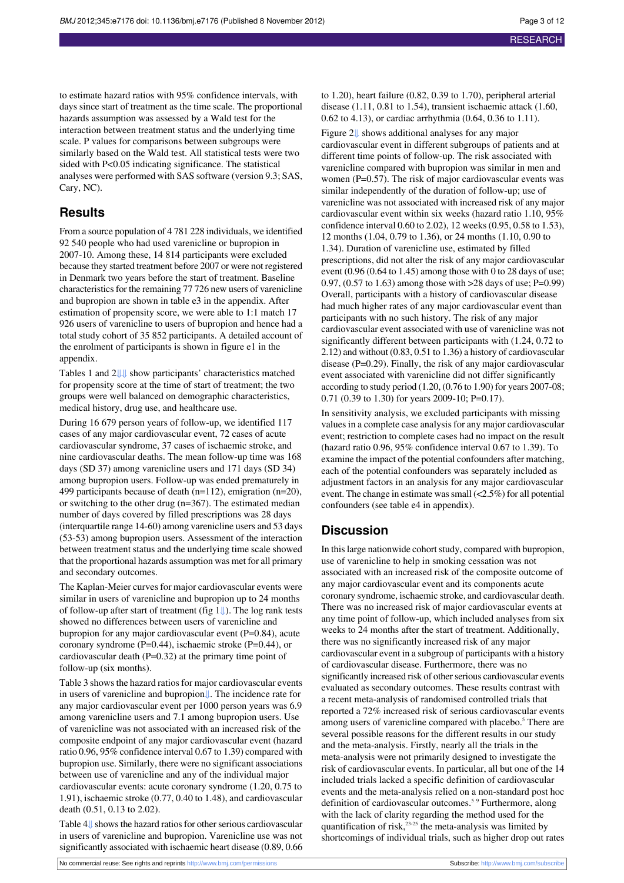to estimate hazard ratios with 95% confidence intervals, with days since start of treatment as the time scale. The proportional hazards assumption was assessed by a Wald test for the interaction between treatment status and the underlying time scale. P values for comparisons between subgroups were similarly based on the Wald test. All statistical tests were two sided with P<0.05 indicating significance. The statistical analyses were performed with SAS software (version 9.3; SAS, Cary, NC).

## Results

From a source population of 4 781 228 individuals, we identified 92 540 people who had used varenicline or bupropion in 2007-10. Among these, 14 814 participants were excluded because they started treatment before 2007 or were not registered in Denmark two years before the start of treatment. Baseline characteristics for the remaining 77 726 new users of varenicline and bupropion are shown in table e3 in the appendix. After estimation of propensity score, we were able to 1:1 match 17 926 users of varenicline to users of bupropion and hence had a total study cohort of 35 852 participants. A detailed account of the enrolment of participants is shown in figure e1 in the appendix.

Tables 1 and 2 show participants' characteristics matched for propensity score at the time of start of treatment; the two groups were well balanced on demographic characteristics, medical history, drug use, and healthcare use.

During 16 679 person years of follow-up, we identified 117 cases of any major cardiovascular event, 72 cases of acute cardiovascular syndrome, 37 cases of ischaemic stroke, and nine cardiovascular deaths. The mean follow-up time was 168 days (SD 37) among varenicline users and 171 days (SD 34) among bupropion users. Follow-up was ended prematurely in 499 participants because of death (n=112), emigration (n=20), or switching to the other drug (n=367). The estimated median number of days covered by filled prescriptions was 28 days (interquartile range 14-60) among varenicline users and 53 days (53-53) among bupropion users. Assessment of the interaction between treatment status and the underlying time scale showed that the proportional hazards assumption was met for all primary and secondary outcomes.

The Kaplan-Meier curves for major cardiovascular events were similar in users of varenicline and bupropion up to 24 months of follow-up after start of treatment (fig 1). The log rank tests showed no differences between users of varenicline and bupropion for any major cardiovascular event (P=0.84), acute coronary syndrome (P=0.44), ischaemic stroke (P=0.44), or cardiovascular death (P=0.32) at the primary time point of follow-up (six months).

Table 3 shows the hazard ratios for major cardiovascular events in users of varenicline and bupropion. The incidence rate for any major cardiovascular event per 1000 person years was 6.9 among varenicline users and 7.1 among bupropion users. Use of varenicline was not associated with an increased risk of the composite endpoint of any major cardiovascular event (hazard ratio 0.96, 95% confidence interval 0.67 to 1.39) compared with bupropion use. Similarly, there were no significant associations between use of varenicline and any of the individual major cardiovascular events: acute coronary syndrome (1.20, 0.75 to 1.91), ischaemic stroke (0.77, 0.40 to 1.48), and cardiovascular death (0.51, 0.13 to 2.02).

Table 4 shows the hazard ratios for other serious cardiovascular in users of varenicline and bupropion. Varenicline use was not significantly associated with ischaemic heart disease (0.89, 0.66 to 1.20), heart failure (0.82, 0.39 to 1.70), peripheral arterial disease (1.11, 0.81 to 1.54), transient ischaemic attack (1.60, 0.62 to 4.13), or cardiac arrhythmia (0.64, 0.36 to 1.11).

Figure 2 shows additional analyses for any major cardiovascular event in different subgroups of patients and at different time points of follow-up. The risk associated with varenicline compared with bupropion was similar in men and women (P=0.57). The risk of major cardiovascular events was similar independently of the duration of follow-up; use of varenicline was not associated with increased risk of any major cardiovascular event within six weeks (hazard ratio 1.10, 95% confidence interval 0.60 to 2.02), 12 weeks (0.95, 0.58 to 1.53), 12 months (1.04, 0.79 to 1.36), or 24 months (1.10, 0.90 to 1.34). Duration of varenicline use, estimated by filled prescriptions, did not alter the risk of any major cardiovascular event (0.96 (0.64 to 1.45) among those with 0 to 28 days of use; 0.97, (0.57 to 1.63) among those with >28 days of use; P=0.99) Overall, participants with a history of cardiovascular disease had much higher rates of any major cardiovascular event than participants with no such history. The risk of any major cardiovascular event associated with use of varenicline was not significantly different between participants with (1.24, 0.72 to 2.12) and without (0.83, 0.51 to 1.36) a history of cardiovascular disease (P=0.29). Finally, the risk of any major cardiovascular event associated with varenicline did not differ significantly according to study period (1.20, (0.76 to 1.90) for years 2007-08; 0.71 (0.39 to 1.30) for years 2009-10; P=0.17).

In sensitivity analysis, we excluded participants with missing values in a complete case analysis for any major cardiovascular event; restriction to complete cases had no impact on the result (hazard ratio 0.96, 95% confidence interval 0.67 to 1.39). To examine the impact of the potential confounders after matching, each of the potential confounders was separately included as adjustment factors in an analysis for any major cardiovascular event. The change in estimate was small (<2.5%) for all potential confounders (see table e4 in appendix).

## Discussion

In this large nationwide cohort study, compared with bupropion, use of varenicline to help in smoking cessation was not associated with an increased risk of the composite outcome of any major cardiovascular event and its components acute coronary syndrome, ischaemic stroke, and cardiovascular death. There was no increased risk of major cardiovascular events at any time point of follow-up, which included analyses from six weeks to 24 months after the start of treatment. Additionally, there was no significantly increased risk of any major cardiovascular event in a subgroup of participants with a history of cardiovascular disease. Furthermore, there was no significantly increased risk of other serious cardiovascular events evaluated as secondary outcomes. These results contrast with a recent meta-analysis of randomised controlled trials that reported a 72% increased risk of serious cardiovascular events among users of varenicline compared with placebo.[5] There are several possible reasons for the different results in our study and the meta-analysis. Firstly, nearly all the trials in the meta-analysis were not primarily designed to investigate the risk of cardiovascular events. In particular, all but one of the 14 included trials lacked a specific definition of cardiovascular events and the meta-analysis relied on a non-standard post hoc definition of cardiovascular outcomes.[5 9] Furthermore, along with the lack of clarity regarding the method used for the quantification of risk,[23-25] the meta-analysis was limited by shortcomings of individual trials, such as higher drop out rates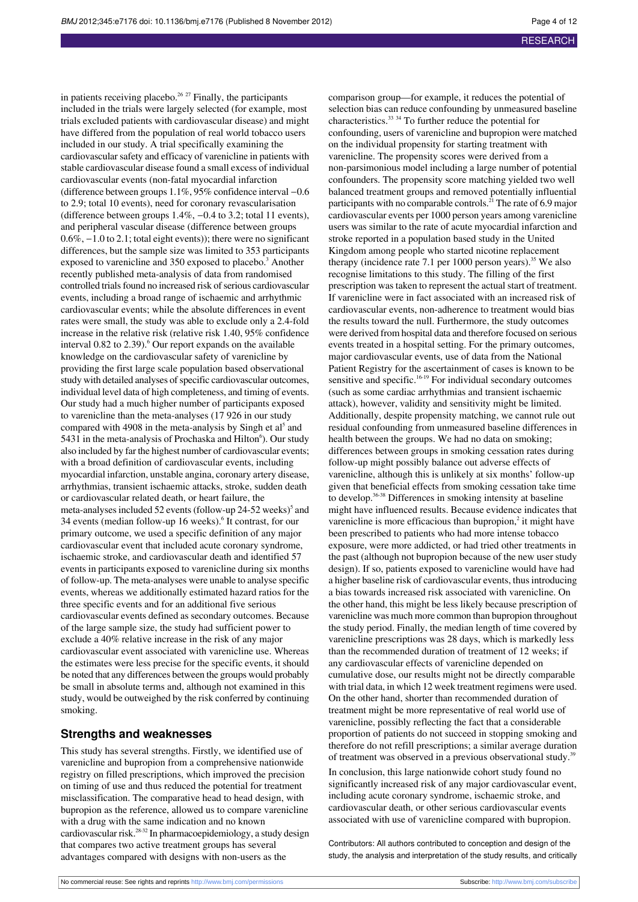in patients receiving placebo.[26 27] Finally, the participants included in the trials were largely selected (for example, most trials excluded patients with cardiovascular disease) and might have differed from the population of real world tobacco users included in our study. A trial specifically examining the cardiovascular safety and efficacy of varenicline in patients with stable cardiovascular disease found a small excess of individual cardiovascular events (non-fatal myocardial infarction (difference between groups 1.1%, 95% confidence interval −0.6 to 2.9; total 10 events), need for coronary revascularisation (difference between groups 1.4%, −0.4 to 3.2; total 11 events), and peripheral vascular disease (difference between groups 0.6%, −1.0 to 2.1; total eight events)); there were no significant differences, but the sample size was limited to 353 participants exposed to varenicline and 350 exposed to placebo.[3] Another recently published meta-analysis of data from randomised controlled trials found no increased risk of serious cardiovascular events, including a broad range of ischaemic and arrhythmic cardiovascular events; while the absolute differences in event rates were small, the study was able to exclude only a 2.4-fold increase in the relative risk (relative risk 1.40, 95% confidence interval 0.82 to 2.39).[6] Our report expands on the available knowledge on the cardiovascular safety of varenicline by providing the first large scale population based observational study with detailed analyses of specific cardiovascular outcomes, individual level data of high completeness, and timing of events. Our study had a much higher number of participants exposed to varenicline than the meta-analyses (17 926 in our study compared with 4908 in the meta-analysis by Singh et al[5] and 5431 in the meta-analysis of Prochaska and Hilton[6]). Our study also included by far the highest number of cardiovascular events; with a broad definition of cardiovascular events, including myocardial infarction, unstable angina, coronary artery disease, arrhythmias, transient ischaemic attacks, stroke, sudden death or cardiovascular related death, or heart failure, the meta-analyses included 52 events (follow-up 24-52 weeks)[5] and 34 events (median follow-up 16 weeks).[6] It contrast, for our primary outcome, we used a specific definition of any major cardiovascular event that included acute coronary syndrome, ischaemic stroke, and cardiovascular death and identified 57 events in participants exposed to varenicline during six months of follow-up. The meta-analyses were unable to analyse specific events, whereas we additionally estimated hazard ratios for the three specific events and for an additional five serious cardiovascular events defined as secondary outcomes. Because of the large sample size, the study had sufficient power to exclude a 40% relative increase in the risk of any major cardiovascular event associated with varenicline use. Whereas the estimates were less precise for the specific events, it should be noted that any differences between the groups would probably be small in absolute terms and, although not examined in this study, would be outweighed by the risk conferred by continuing smoking.

## Strengths and weaknesses

This study has several strengths. Firstly, we identified use of varenicline and bupropion from a comprehensive nationwide registry on filled prescriptions, which improved the precision on timing of use and thus reduced the potential for treatment misclassification. The comparative head to head design, with bupropion as the reference, allowed us to compare varenicline with a drug with the same indication and no known cardiovascular risk.[28-32] In pharmacoepidemiology, a study design that compares two active treatment groups has several advantages compared with designs with non-users as the comparison group—for example, it reduces the potential of selection bias can reduce confounding by unmeasured baseline characteristics.[33 34] To further reduce the potential for confounding, users of varenicline and bupropion were matched on the individual propensity for starting treatment with varenicline. The propensity scores were derived from a non-parsimonious model including a large number of potential confounders. The propensity score matching yielded two well balanced treatment groups and removed potentially influential participants with no comparable controls.[21] The rate of 6.9 major cardiovascular events per 1000 person years among varenicline users was similar to the rate of acute myocardial infarction and stroke reported in a population based study in the United Kingdom among people who started nicotine replacement therapy (incidence rate 7.1 per 1000 person years).[35] We also recognise limitations to this study. The filling of the first prescription was taken to represent the actual start of treatment. If varenicline were in fact associated with an increased risk of cardiovascular events, non-adherence to treatment would bias the results toward the null. Furthermore, the study outcomes were derived from hospital data and therefore focused on serious events treated in a hospital setting. For the primary outcomes, major cardiovascular events, use of data from the National Patient Registry for the ascertainment of cases is known to be sensitive and specific.[16-19] For individual secondary outcomes (such as some cardiac arrhythmias and transient ischaemic attack), however, validity and sensitivity might be limited. Additionally, despite propensity matching, we cannot rule out residual confounding from unmeasured baseline differences in health between the groups. We had no data on smoking; differences between groups in smoking cessation rates during follow-up might possibly balance out adverse effects of varenicline, although this is unlikely at six months' follow-up given that beneficial effects from smoking cessation take time to develop.[36-38] Differences in smoking intensity at baseline might have influenced results. Because evidence indicates that varenicline is more efficacious than bupropion,[2] it might have been prescribed to patients who had more intense tobacco exposure, were more addicted, or had tried other treatments in the past (although not bupropion because of the new user study design). If so, patients exposed to varenicline would have had a higher baseline risk of cardiovascular events, thus introducing a bias towards increased risk associated with varenicline. On the other hand, this might be less likely because prescription of varenicline was much more common than bupropion throughout the study period. Finally, the median length of time covered by varenicline prescriptions was 28 days, which is markedly less than the recommended duration of treatment of 12 weeks; if any cardiovascular effects of varenicline depended on cumulative dose, our results might not be directly comparable with trial data, in which 12 week treatment regimens were used. On the other hand, shorter than recommended duration of treatment might be more representative of real world use of varenicline, possibly reflecting the fact that a considerable proportion of patients do not succeed in stopping smoking and therefore do not refill prescriptions; a similar average duration of treatment was observed in a previous observational study.[39]

In conclusion, this large nationwide cohort study found no significantly increased risk of any major cardiovascular event, including acute coronary syndrome, ischaemic stroke, and cardiovascular death, or other serious cardiovascular events associated with use of varenicline compared with bupropion.

Contributors: All authors contributed to conception and design of the study, the analysis and interpretation of the study results, and critically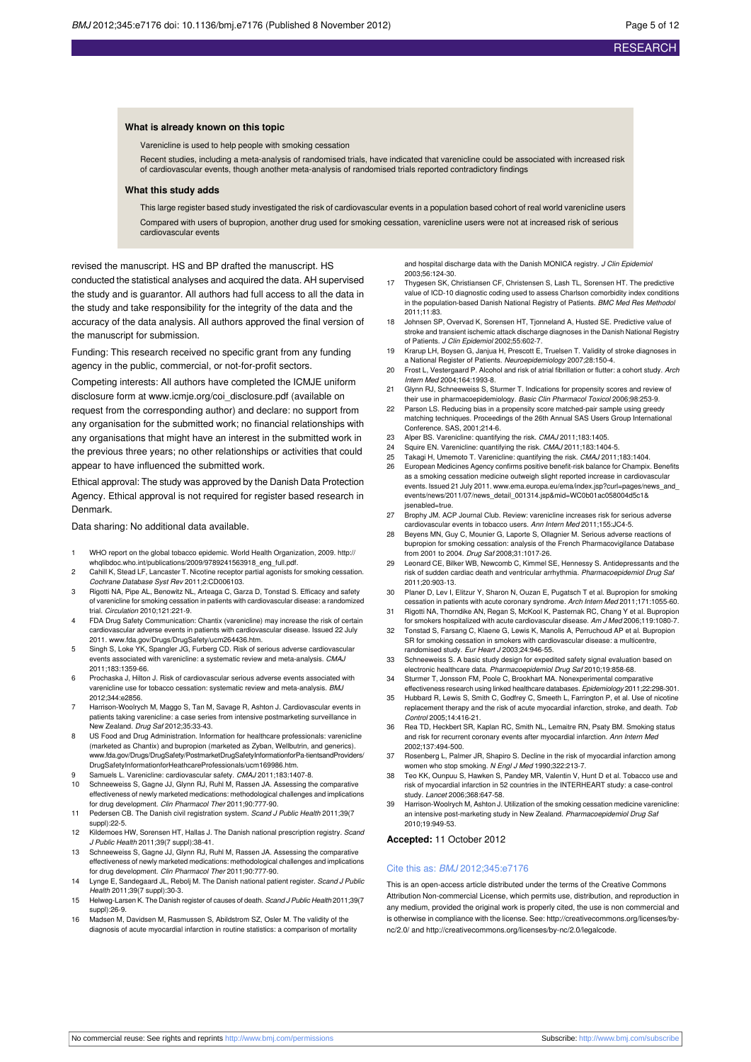### What is already known on this topic

Varenicline is used to help people with smoking cessation

Recent studies, including a meta-analysis of randomised trials, have indicated that varenicline could be associated with increased risk of cardiovascular events, though another meta-analysis of randomised trials reported contradictory findings

### What this study adds

This large register based study investigated the risk of cardiovascular events in a population based cohort of real world varenicline users

Compared with users of bupropion, another drug used for smoking cessation, varenicline users were not at increased risk of serious cardiovascular events

revised the manuscript. HS and BP drafted the manuscript. HS conducted the statistical analyses and acquired the data. AH supervised the study and is guarantor. All authors had full access to all the data in the study and take responsibility for the integrity of the data and the accuracy of the data analysis. All authors approved the final version of the manuscript for submission.

Funding: This research received no specific grant from any funding agency in the public, commercial, or not-for-profit sectors.

Competing interests: All authors have completed the ICMJE uniform disclosure form at www.icmje.org/coi_disclosure.pdf (available on request from the corresponding author) and declare: no support from any organisation for the submitted work; no financial relationships with any organisations that might have an interest in the submitted work in the previous three years; no other relationships or activities that could appear to have influenced the submitted work.

Ethical approval: The study was approved by the Danish Data Protection Agency. Ethical approval is not required for register based research in Denmark.

Data sharing: No additional data available.

1. WHO report on the global tobacco epidemic. World Health Organization, 2009. http://whqlibdoc.who.int/publications/2009/9789241563918_eng_full.pdf.
2. Cahill K, Stead LF, Lancaster T. Nicotine receptor partial agonists for smoking cessation. *Cochrane Database Syst Rev* 2011;2:CD006103.
3. Rigotti NA, Pipe AL, Benowitz NL, Arteaga C, Garza D, Tonstad S. Efficacy and safety of varenicline for smoking cessation in patients with cardiovascular disease: a randomized trial. *Circulation* 2010;121:221-9.
4. FDA Drug Safety Communication: Chantix (varenicline) may increase the risk of certain cardiovascular adverse events in patients with cardiovascular disease. Issued 22 July 2011. www.fda.gov/Drugs/DrugSafety/ucm264436.htm.
5. Singh S, Loke YK, Spangler JG, Furberg CD. Risk of serious adverse cardiovascular events associated with varenicline: a systematic review and meta-analysis. *CMAJ* 2011;183:1359-66.
6. Prochaska J, Hilton J. Risk of cardiovascular serious adverse events associated with varenicline use for tobacco cessation: systematic review and meta-analysis. *BMJ* 2012;344:e2856.
7. Harrison-Woolrych M, Maggo S, Tan M, Savage R, Ashton J. Cardiovascular events in patients taking varenicline: a case series from intensive postmarketing surveillance in New Zealand. *Drug Saf* 2012;35:33-43.
8. US Food and Drug Administration. Information for healthcare professionals: varenicline (marketed as Chantix) and bupropion (marketed as Zyban, Wellbutrin, and generics). www.fda.gov/Drugs/DrugSafety/PostmarketDrugSafetyInformationforPa-tientsandProviders/DrugSafetyInformationforHeathcareProfessionals/ucm169986.htm.
9. Samuels L. Varenicline: cardiovascular safety. *CMAJ* 2011;183:1407-8.
10. Schneeweiss S, Gagne JJ, Glynn RJ, Ruhl M, Rassen JA. Assessing the comparative effectiveness of newly marketed medications: methodological challenges and implications for drug development. *Clin Pharmacol Ther* 2011;90:777-90.
11. Pedersen CB. The Danish civil registration system. *Scand J Public Health* 2011;39(7 suppl):22-5.
12. Kildemoes HW, Sorensen HT, Hallas J. The Danish national prescription registry. *Scand J Public Health* 2011;39(7 suppl):38-41.
13. Schneeweiss S, Gagne JJ, Glynn RJ, Ruhl M, Rassen JA. Assessing the comparative effectiveness of newly marketed medications: methodological challenges and implications for drug development. *Clin Pharmacol Ther* 2011;90:777-90.
14. Lynge E, Sandegaard JL, Rebolj M. The Danish national patient register. *Scand J Public Health* 2011;39(7 suppl):30-3.
15. Helweg-Larsen K. The Danish register of causes of death. *Scand J Public Health* 2011;39(7 suppl):26-9.
16. Madsen M, Davidsen M, Rasmussen S, Abildstrom SZ, Osler M. The validity of the diagnosis of acute myocardial infarction in routine statistics: a comparison of mortality and hospital discharge data with the Danish MONICA registry. *J Clin Epidemiol* 2003;56:124-30.
17. Thygesen SK, Christiansen CF, Christensen S, Lash TL, Sorensen HT. The predictive value of ICD-10 diagnostic coding used to assess Charlson comorbidity index conditions in the population-based Danish National Registry of Patients. *BMC Med Res Methodol* 2011;11:83.
18. Johnsen SP, Overvad K, Sorensen HT, Tjonneland A, Husted SE. Predictive value of stroke and transient ischemic attack discharge diagnoses in the Danish National Registry of Patients. *J Clin Epidemiol* 2002;55:602-7.
19. Krarup LH, Boysen G, Janjua H, Prescott E, Truelsen T. Validity of stroke diagnoses in a National Register of Patients. *Neuroepidemiology* 2007;28:150-4.
20. Frost L, Vestergaard P. Alcohol and risk of atrial fibrillation or flutter: a cohort study. *Arch Intern Med* 2004;164:1993-8.
21. Glynn RJ, Schneeweiss S, Sturmer T. Indications for propensity scores and review of their use in pharmacoepidemiology. *Basic Clin Pharmacol Toxicol* 2006;98:253-9.
22. Parson LS. Reducing bias in a propensity score matched-pair sample using greedy matching techniques. Proceedings of the 26th Annual SAS Users Group International Conference. SAS, 2001;214-6.
23. Alper BS. Varenicline: quantifying the risk. *CMAJ* 2011;183:1405.
24. Squire EN. Varenicline: quantifying the risk. *CMAJ* 2011;183:1404-5.
25. Takagi H, Umemoto T. Varenicline: quantifying the risk. *CMAJ* 2011;183:1404.
26. European Medicines Agency confirms positive benefit-risk balance for Champix. Benefits as a smoking cessation medicine outweigh slight reported increase in cardiovascular events. Issued 21 July 2011. www.ema.europa.eu/ema/index.jsp?curl=pages/news_and_events/news/2011/07/news_detail_001314.jsp&mid=WC0b01ac058004d5c1&jsenabled=true.
27. Brophy JM. ACP Journal Club. Review: varenicline increases risk for serious adverse cardiovascular events in tobacco users. *Ann Intern Med* 2011;155:JC4-5.
28. Beyens MN, Guy C, Mounier G, Laporte S, Ollagnier M. Serious adverse reactions of bupropion for smoking cessation: analysis of the French Pharmacovigilance Database from 2001 to 2004. *Drug Saf* 2008;31:1017-26.
29. Leonard CE, Bilker WB, Newcomb C, Kimmel SE, Hennessy S. Antidepressants and the risk of sudden cardiac death and ventricular arrhythmia. *Pharmacoepidemiol Drug Saf* 2011;20:903-13.
30. Planer D, Lev I, Elitzur Y, Sharon N, Ouzan E, Pugatsch T et al. Bupropion for smoking cessation in patients with acute coronary syndrome. *Arch Intern Med* 2011;171:1055-60.
31. Rigotti NA, Thorndike AN, Regan S, McKool K, Pasternak RC, Chang Y et al. Bupropion for smokers hospitalized with acute cardiovascular disease. *Am J Med* 2006;119:1080-7.
32. Tonstad S, Farsang C, Klaene G, Lewis K, Manolis A, Perruchoud AP et al. Bupropion SR for smoking cessation in smokers with cardiovascular disease: a multicentre, randomised study. *Eur Heart J* 2003;24:946-55.
33. Schneeweiss S. A basic study design for expedited safety signal evaluation based on electronic healthcare data. *Pharmacoepidemiol Drug Saf* 2010;19:858-68.
34. Sturmer T, Jonsson FM, Poole C, Brookhart MA. Nonexperimental comparative effectiveness research using linked healthcare databases. *Epidemiology* 2011;22:298-301.
35. Hubbard R, Lewis S, Smith C, Godfrey C, Smeeth L, Farrington P, et al. Use of nicotine replacement therapy and the risk of acute myocardial infarction, stroke, and death. *Tob Control* 2005;14:416-21.
36. Rea TD, Heckbert SR, Kaplan RC, Smith NL, Lemaitre RN, Psaty BM. Smoking status and risk for recurrent coronary events after myocardial infarction. *Ann Intern Med* 2002;137:494-500.
37. Rosenberg L, Palmer JR, Shapiro S. Decline in the risk of myocardial infarction among women who stop smoking. *N Engl J Med* 1990;322:213-7.
38. Teo KK, Ounpuu S, Hawken S, Pandey MR, Valentin V, Hunt D et al. Tobacco use and risk of myocardial infarction in 52 countries in the INTERHEART study: a case-control study. *Lancet* 2006;368:647-58.
39. Harrison-Woolrych M, Ashton J. Utilization of the smoking cessation medicine varenicline: an intensive post-marketing study in New Zealand. *Pharmacoepidemiol Drug Saf* 2010;19:949-53.

**Accepted:** 11 October 2012

Cite this as: *BMJ* 2012;345:e7176

This is an open-access article distributed under the terms of the Creative Commons Attribution Non-commercial License, which permits use, distribution, and reproduction in any medium, provided the original work is properly cited, the use is non commercial and is otherwise in compliance with the license. See: http://creativecommons.org/licenses/by-nc/2.0/ and http://creativecommons.org/licenses/by-nc/2.0/legalcode.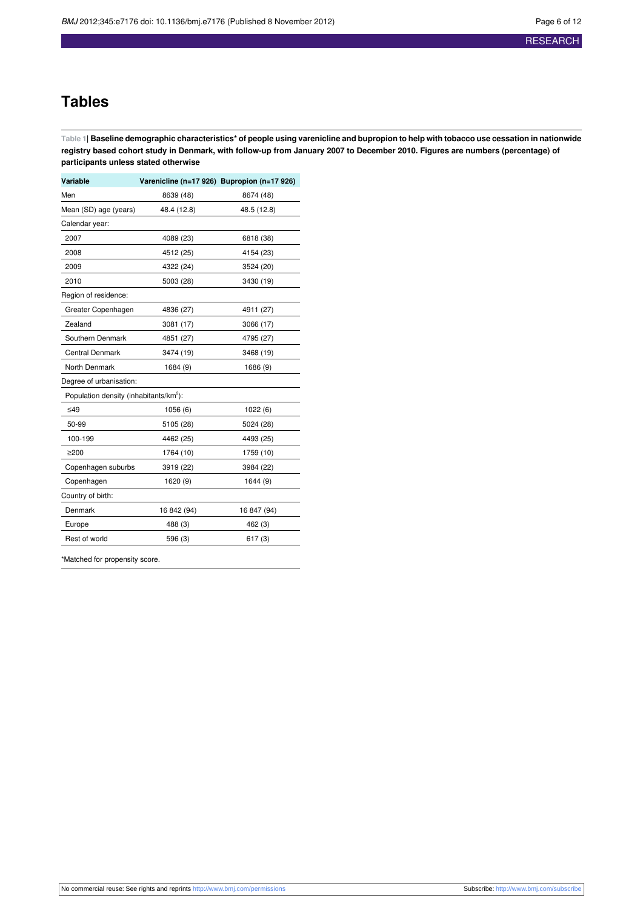# Tables

**Table 1| Baseline demographic characteristics* of people using varenicline and bupropion to help with tobacco use cessation in nationwide registry based cohort study in Denmark, with follow-up from January 2007 to December 2010. Figures are numbers (percentage) of participants unless stated otherwise**

| Variable | Varenicline (n=17 926) | Bupropion (n=17 926) |
|---|---|---|
| Men | 8639 (48) | 8674 (48) |
| Mean (SD) age (years) | 48.4 (12.8) | 48.5 (12.8) |
| Calendar year: | | |
| 2007 | 4089 (23) | 6818 (38) |
| 2008 | 4512 (25) | 4154 (23) |
| 2009 | 4322 (24) | 3524 (20) |
| 2010 | 5003 (28) | 3430 (19) |
| Region of residence: | | |
| Greater Copenhagen | 4836 (27) | 4911 (27) |
| Zealand | 3081 (17) | 3066 (17) |
| Southern Denmark | 4851 (27) | 4795 (27) |
| Central Denmark | 3474 (19) | 3468 (19) |
| North Denmark | 1684 (9) | 1686 (9) |
| Degree of urbanisation: | | |
| Population density (inhabitants/$km^2$): | | |
| ≤49 | 1056 (6) | 1022 (6) |
| 50-99 | 5105 (28) | 5024 (28) |
| 100-199 | 4462 (25) | 4493 (25) |
| ≥200 | 1764 (10) | 1759 (10) |
| Copenhagen suburbs | 3919 (22) | 3984 (22) |
| Copenhagen | 1620 (9) | 1644 (9) |
| Country of birth: | | |
| Denmark | 16 842 (94) | 16 847 (94) |
| Europe | 488 (3) | 462 (3) |
| Rest of world | 596 (3) | 617 (3) |

*Matched for propensity score.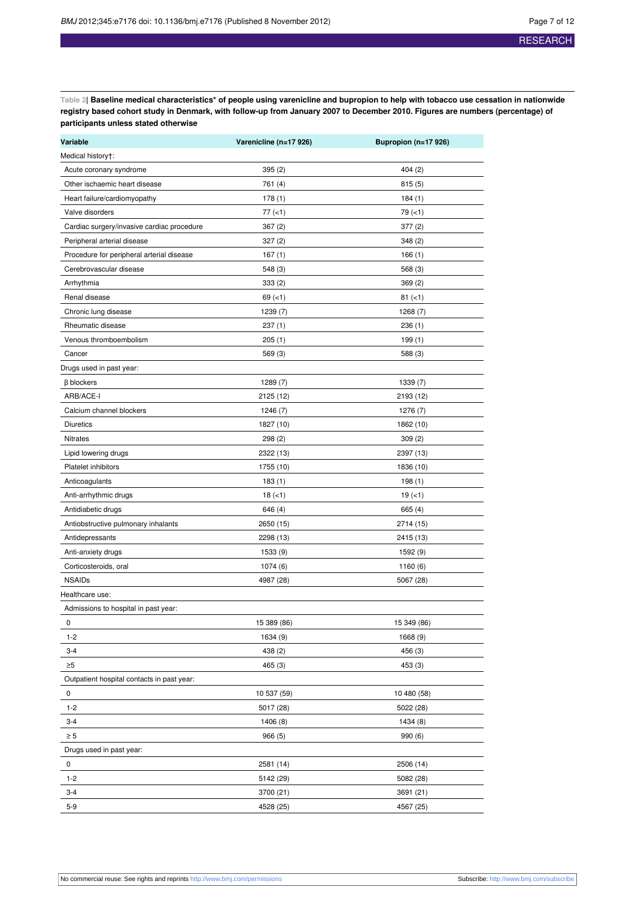**Table 2| Baseline medical characteristics* of people using varenicline and bupropion to help with tobacco use cessation in nationwide registry based cohort study in Denmark, with follow-up from January 2007 to December 2010. Figures are numbers (percentage) of participants unless stated otherwise**

| Variable | Varenicline (n=17 926) | Bupropion (n=17 926) |
|---|---|---|
| Medical history†: | | |
| Acute coronary syndrome | 395 (2) | 404 (2) |
| Other ischaemic heart disease | 761 (4) | 815 (5) |
| Heart failure/cardiomyopathy | 178 (1) | 184 (1) |
| Valve disorders | 77 (<1) | 79 (<1) |
| Cardiac surgery/invasive cardiac procedure | 367 (2) | 377 (2) |
| Peripheral arterial disease | 327 (2) | 348 (2) |
| Procedure for peripheral arterial disease | 167 (1) | 166 (1) |
| Cerebrovascular disease | 548 (3) | 568 (3) |
| Arrhythmia | 333 (2) | 369 (2) |
| Renal disease | 69 (<1) | 81 (<1) |
| Chronic lung disease | 1239 (7) | 1268 (7) |
| Rheumatic disease | 237 (1) | 236 (1) |
| Venous thromboembolism | 205 (1) | 199 (1) |
| Cancer | 569 (3) | 588 (3) |
| Drugs used in past year: | | |
| β blockers | 1289 (7) | 1339 (7) |
| ARB/ACE-I | 2125 (12) | 2193 (12) |
| Calcium channel blockers | 1246 (7) | 1276 (7) |
| Diuretics | 1827 (10) | 1862 (10) |
| Nitrates | 298 (2) | 309 (2) |
| Lipid lowering drugs | 2322 (13) | 2397 (13) |
| Platelet inhibitors | 1755 (10) | 1836 (10) |
| Anticoagulants | 183 (1) | 198 (1) |
| Anti-arrhythmic drugs | 18 (<1) | 19 (<1) |
| Antidiabetic drugs | 646 (4) | 665 (4) |
| Antiobstructive pulmonary inhalants | 2650 (15) | 2714 (15) |
| Antidepressants | 2298 (13) | 2415 (13) |
| Anti-anxiety drugs | 1533 (9) | 1592 (9) |
| Corticosteroids, oral | 1074 (6) | 1160 (6) |
| NSAIDs | 4987 (28) | 5067 (28) |
| Healthcare use: | | |
| Admissions to hospital in past year: | | |
| 0 | 15 389 (86) | 15 349 (86) |
| 1-2 | 1634 (9) | 1668 (9) |
| 3-4 | 438 (2) | 456 (3) |
| ≥5 | 465 (3) | 453 (3) |
| Outpatient hospital contacts in past year: | | |
| 0 | 10 537 (59) | 10 480 (58) |
| 1-2 | 5017 (28) | 5022 (28) |
| 3-4 | 1406 (8) | 1434 (8) |
| ≥ 5 | 966 (5) | 990 (6) |
| Drugs used in past year: | | |
| 0 | 2581 (14) | 2506 (14) |
| 1-2 | 5142 (29) | 5082 (28) |
| 3-4 | 3700 (21) | 3691 (21) |
| 5-9 | 4528 (25) | 4567 (25) |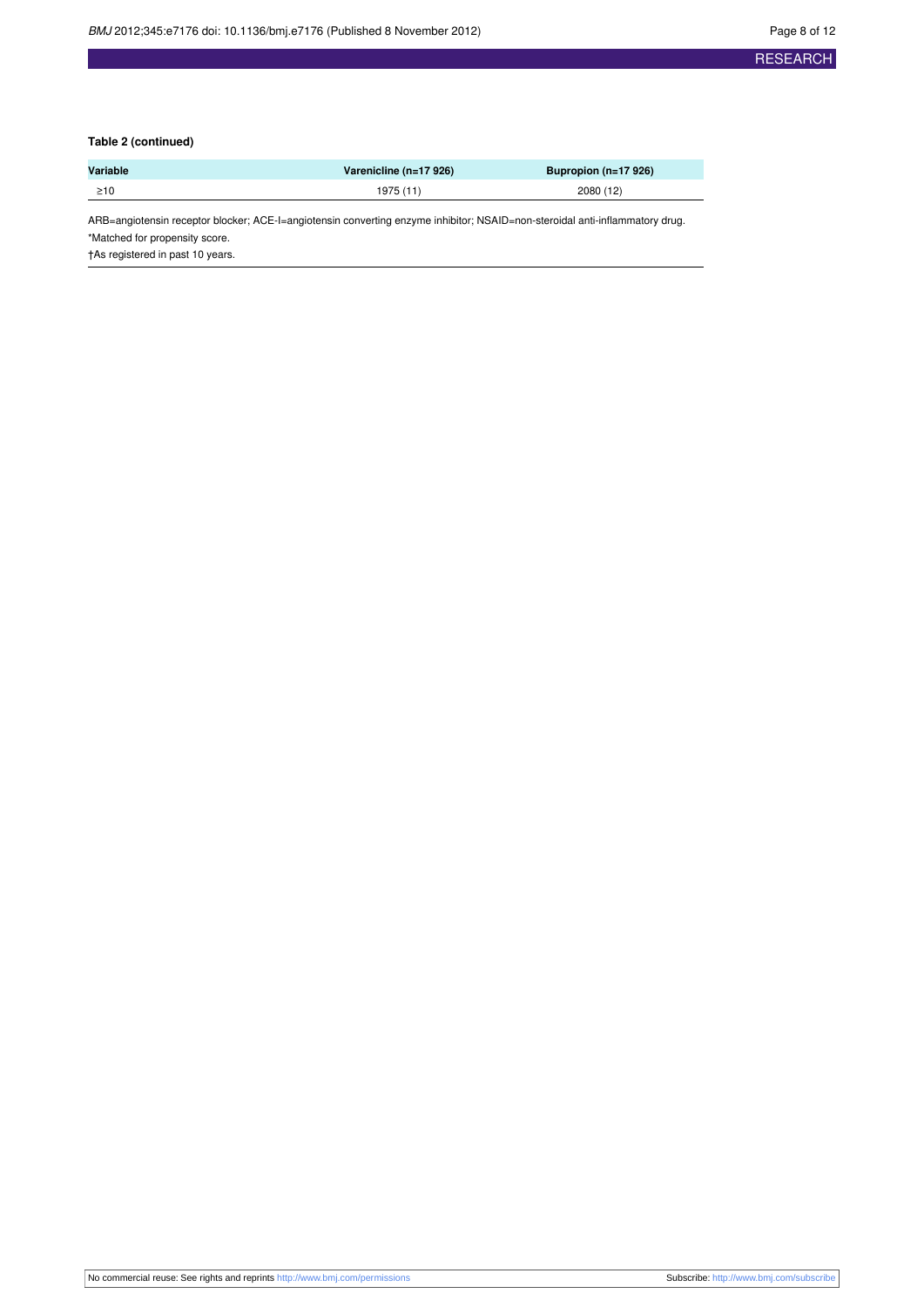**Table 2 (continued)**

| Variable | Varenicline (n=17 926) | Bupropion (n=17 926) |
|---|---|---|
| ≥10 | 1975 (11) | 2080 (12) |

ARB=angiotensin receptor blocker; ACE-I=angiotensin converting enzyme inhibitor; NSAID=non-steroidal anti-inflammatory drug.

*Matched for propensity score.

†As registered in past 10 years.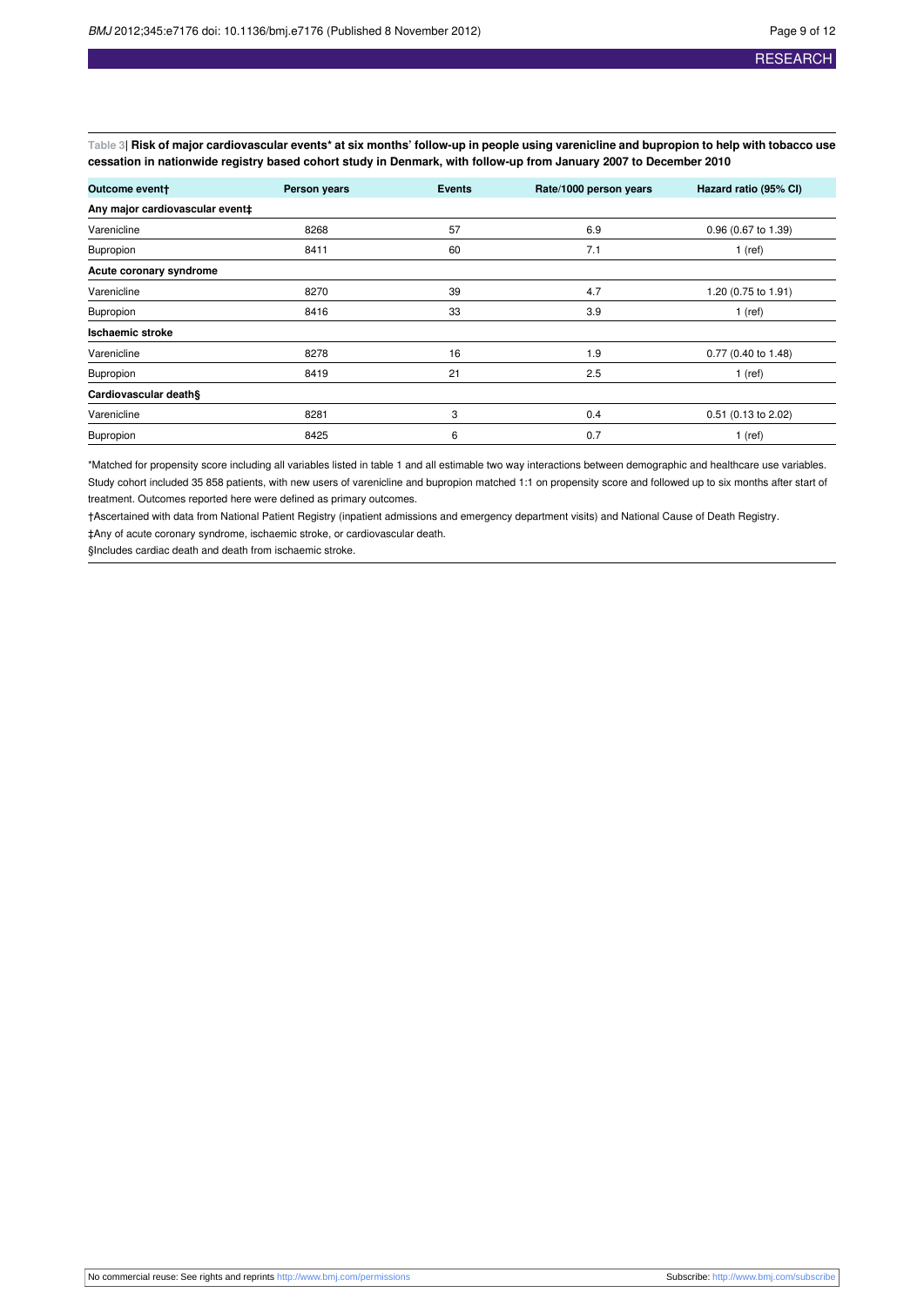**Table 3| Risk of major cardiovascular events* at six months' follow-up in people using varenicline and bupropion to help with tobacco use cessation in nationwide registry based cohort study in Denmark, with follow-up from January 2007 to December 2010**

| Outcome event† | Person years | Events | Rate/1000 person years | Hazard ratio (95% CI) |
|---|---|---|---|---|
| **Any major cardiovascular event‡** | | | | |
| Varenicline | 8268 | 57 | 6.9 | 0.96 (0.67 to 1.39) |
| Bupropion | 8411 | 60 | 7.1 | 1 (ref) |
| **Acute coronary syndrome** | | | | |
| Varenicline | 8270 | 39 | 4.7 | 1.20 (0.75 to 1.91) |
| Bupropion | 8416 | 33 | 3.9 | 1 (ref) |
| **Ischaemic stroke** | | | | |
| Varenicline | 8278 | 16 | 1.9 | 0.77 (0.40 to 1.48) |
| Bupropion | 8419 | 21 | 2.5 | 1 (ref) |
| **Cardiovascular death§** | | | | |
| Varenicline | 8281 | 3 | 0.4 | 0.51 (0.13 to 2.02) |
| Bupropion | 8425 | 6 | 0.7 | 1 (ref) |

*Matched for propensity score including all variables listed in table 1 and all estimable two way interactions between demographic and healthcare use variables. Study cohort included 35 858 patients, with new users of varenicline and bupropion matched 1:1 on propensity score and followed up to six months after start of treatment. Outcomes reported here were defined as primary outcomes.

†Ascertained with data from National Patient Registry (inpatient admissions and emergency department visits) and National Cause of Death Registry.

‡Any of acute coronary syndrome, ischaemic stroke, or cardiovascular death.

§Includes cardiac death and death from ischaemic stroke.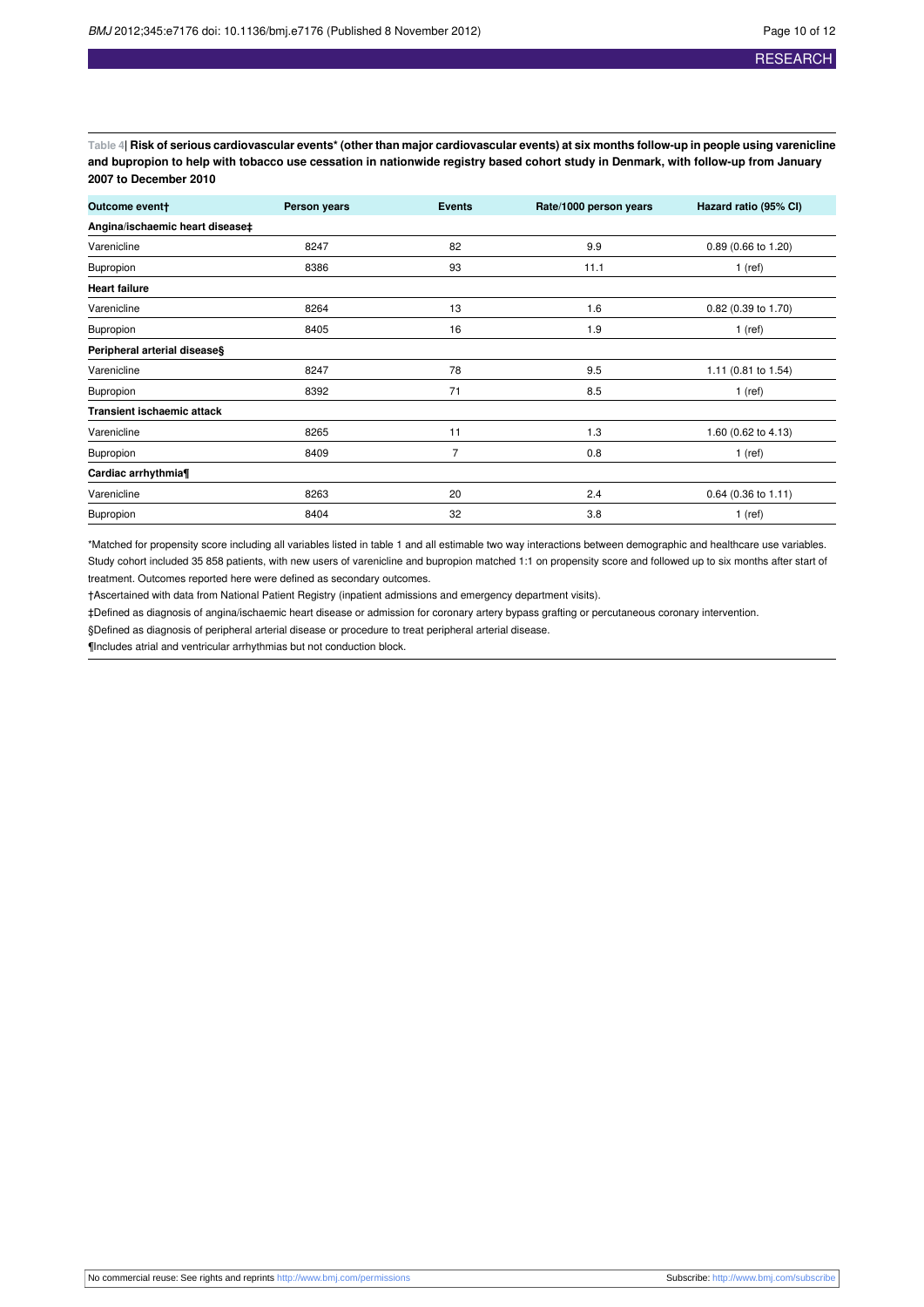**Table 4| Risk of serious cardiovascular events* (other than major cardiovascular events) at six months follow-up in people using varenicline and bupropion to help with tobacco use cessation in nationwide registry based cohort study in Denmark, with follow-up from January 2007 to December 2010**

| Outcome event† | Person years | Events | Rate/1000 person years | Hazard ratio (95% CI) |
|---|---|---|---|---|
| **Angina/ischaemic heart disease‡** | | | | |
| Varenicline | 8247 | 82 | 9.9 | 0.89 (0.66 to 1.20) |
| Bupropion | 8386 | 93 | 11.1 | 1 (ref) |
| **Heart failure** | | | | |
| Varenicline | 8264 | 13 | 1.6 | 0.82 (0.39 to 1.70) |
| Bupropion | 8405 | 16 | 1.9 | 1 (ref) |
| **Peripheral arterial disease§** | | | | |
| Varenicline | 8247 | 78 | 9.5 | 1.11 (0.81 to 1.54) |
| Bupropion | 8392 | 71 | 8.5 | 1 (ref) |
| **Transient ischaemic attack** | | | | |
| Varenicline | 8265 | 11 | 1.3 | 1.60 (0.62 to 4.13) |
| Bupropion | 8409 | 7 | 0.8 | 1 (ref) |
| **Cardiac arrhythmia¶** | | | | |
| Varenicline | 8263 | 20 | 2.4 | 0.64 (0.36 to 1.11) |
| Bupropion | 8404 | 32 | 3.8 | 1 (ref) |

*Matched for propensity score including all variables listed in table 1 and all estimable two way interactions between demographic and healthcare use variables. Study cohort included 35 858 patients, with new users of varenicline and bupropion matched 1:1 on propensity score and followed up to six months after start of treatment. Outcomes reported here were defined as secondary outcomes.

†Ascertained with data from National Patient Registry (inpatient admissions and emergency department visits).

‡Defined as diagnosis of angina/ischaemic heart disease or admission for coronary artery bypass grafting or percutaneous coronary intervention.

§Defined as diagnosis of peripheral arterial disease or procedure to treat peripheral arterial disease.

¶Includes atrial and ventricular arrhythmias but not conduction block.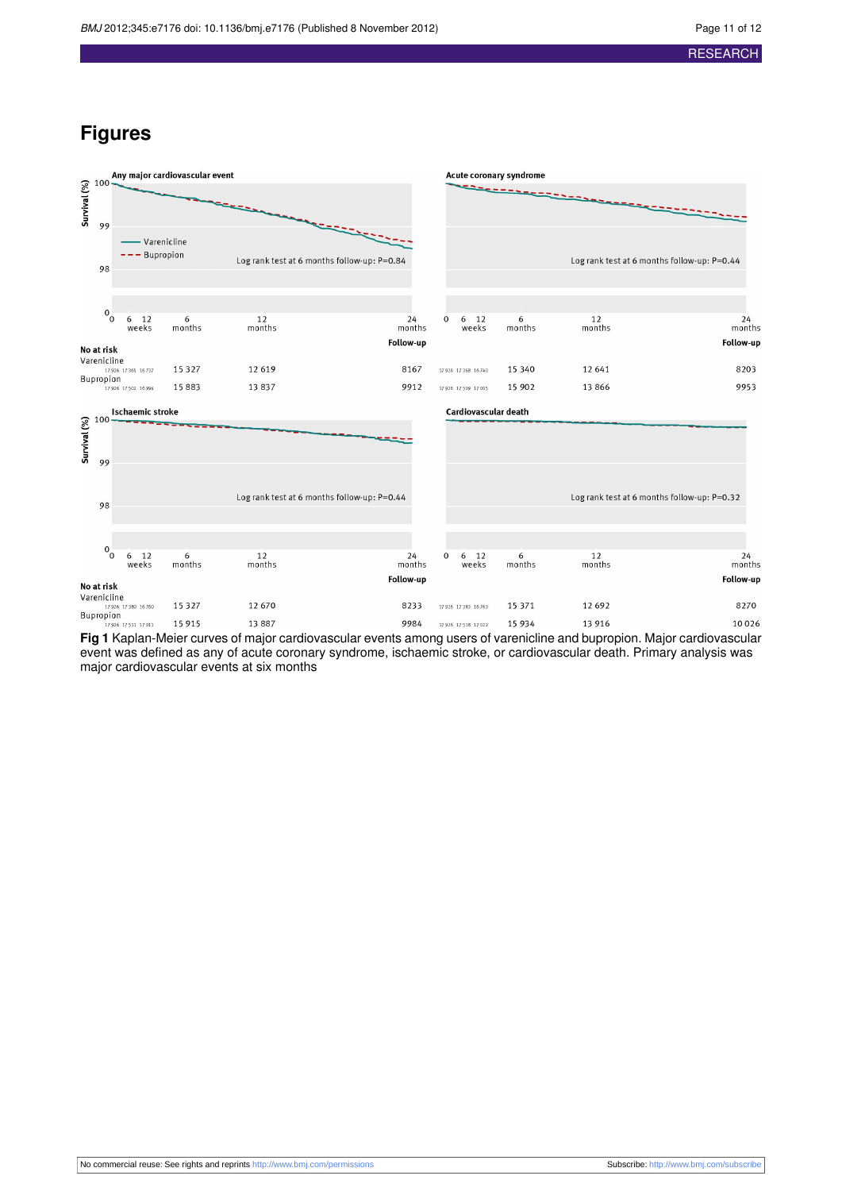# Figures

Any major cardiovascular event

Acute coronary syndrome

Survival (%)

Varenicline

Bupropion

Log rank test at 6 months follow-up: P=0.84

Log rank test at 6 months follow-up: P=0.44

Follow-up

No at risk

| | 0 | 6 weeks | 12 weeks | 6 months | 12 months | 24 months |
|---|---|---|---|---|---|---|
| Varenicline (any major cardiovascular event) | 17 926 | 17 365 | 16 737 | 15 327 | 12 619 | 8167 |
| Bupropion (any major cardiovascular event) | 17 926 | 17 502 | 16 994 | 15 883 | 13 837 | 9912 |
| Varenicline (acute coronary syndrome) | 17 926 | 17 368 | 16 740 | 15 340 | 12 641 | 8203 |
| Bupropion (acute coronary syndrome) | 17 926 | 17 509 | 17 005 | 15 902 | 13 866 | 9953 |

Ischaemic stroke

Cardiovascular death

Log rank test at 6 months follow-up: P=0.44

Log rank test at 6 months follow-up: P=0.32

No at risk

| | 0 | 6 weeks | 12 weeks | 6 months | 12 months | 24 months |
|---|---|---|---|---|---|---|
| Varenicline (ischaemic stroke) | 17 926 | 17 380 | 16 760 | 15 327 | 12 670 | 8233 |
| Bupropion (ischaemic stroke) | 17 926 | 17 533 | 17 011 | 15 915 | 13 887 | 9984 |
| Varenicline (cardiovascular death) | 17 926 | 17 383 | 16 763 | 15 371 | 12 692 | 8270 |
| Bupropion (cardiovascular death) | 17 926 | 17 538 | 17 022 | 15 934 | 13 916 | 10 026 |

**Fig 1** Kaplan-Meier curves of major cardiovascular events among users of varenicline and bupropion. Major cardiovascular event was defined as any of acute coronary syndrome, ischaemic stroke, or cardiovascular death. Primary analysis was major cardiovascular events at six months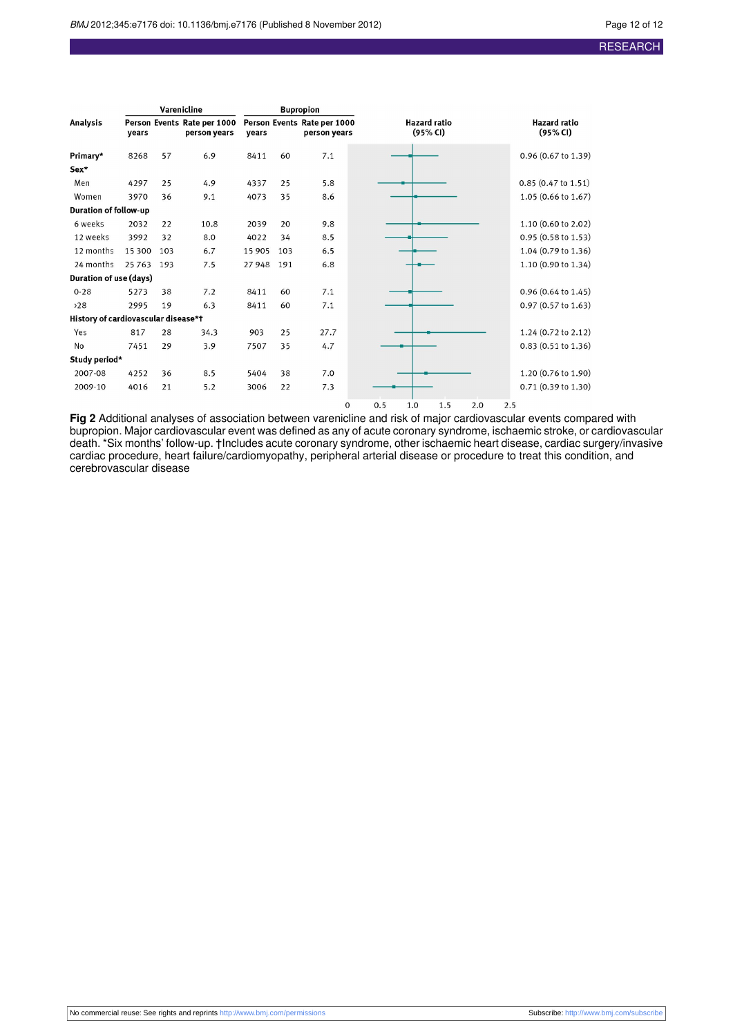| Analysis | Varenicline | | | Bupropion | | | Hazard ratio (95% CI) |
|---|---|---|---|---|---|---|---|
| | Person years | Events | Rate per 1000 person years | Person years | Events | Rate per 1000 person years | |
| **Primary*** | 8268 | 57 | 6.9 | 8411 | 60 | 7.1 | 0.96 (0.67 to 1.39) |
| **Sex*** | | | | | | | |
| Men | 4297 | 25 | 4.9 | 4337 | 25 | 5.8 | 0.85 (0.47 to 1.51) |
| Women | 3970 | 36 | 9.1 | 4073 | 35 | 8.6 | 1.05 (0.66 to 1.67) |
| **Duration of follow-up** | | | | | | | |
| 6 weeks | 2032 | 22 | 10.8 | 2039 | 20 | 9.8 | 1.10 (0.60 to 2.02) |
| 12 weeks | 3992 | 32 | 8.0 | 4022 | 34 | 8.5 | 0.95 (0.58 to 1.53) |
| 12 months | 15 300 | 103 | 6.7 | 15 905 | 103 | 6.5 | 1.04 (0.79 to 1.36) |
| 24 months | 25 763 | 193 | 7.5 | 27 948 | 191 | 6.8 | 1.10 (0.90 to 1.34) |
| **Duration of use (days)** | | | | | | | |
| 0-28 | 5273 | 38 | 7.2 | 8411 | 60 | 7.1 | 0.96 (0.64 to 1.45) |
| >28 | 2995 | 19 | 6.3 | 8411 | 60 | 7.1 | 0.97 (0.57 to 1.63) |
| **History of cardiovascular disease*†** | | | | | | | |
| Yes | 817 | 28 | 34.3 | 903 | 25 | 27.7 | 1.24 (0.72 to 2.12) |
| No | 7451 | 29 | 3.9 | 7507 | 35 | 4.7 | 0.83 (0.51 to 1.36) |
| **Study period*** | | | | | | | |
| 2007-08 | 4252 | 36 | 8.5 | 5404 | 38 | 7.0 | 1.20 (0.76 to 1.90) |
| 2009-10 | 4016 | 21 | 5.2 | 3006 | 22 | 7.3 | 0.71 (0.39 to 1.30) |

Hazard ratio (95% CI)

0 0.5 1.0 1.5 2.0 2.5

**Fig 2** Additional analyses of association between varenicline and risk of major cardiovascular events compared with bupropion. Major cardiovascular event was defined as any of acute coronary syndrome, ischaemic stroke, or cardiovascular death. *Six months' follow-up. †Includes acute coronary syndrome, other ischaemic heart disease, cardiac surgery/invasive cardiac procedure, heart failure/cardiomyopathy, peripheral arterial disease or procedure to treat this condition, and cerebrovascular disease